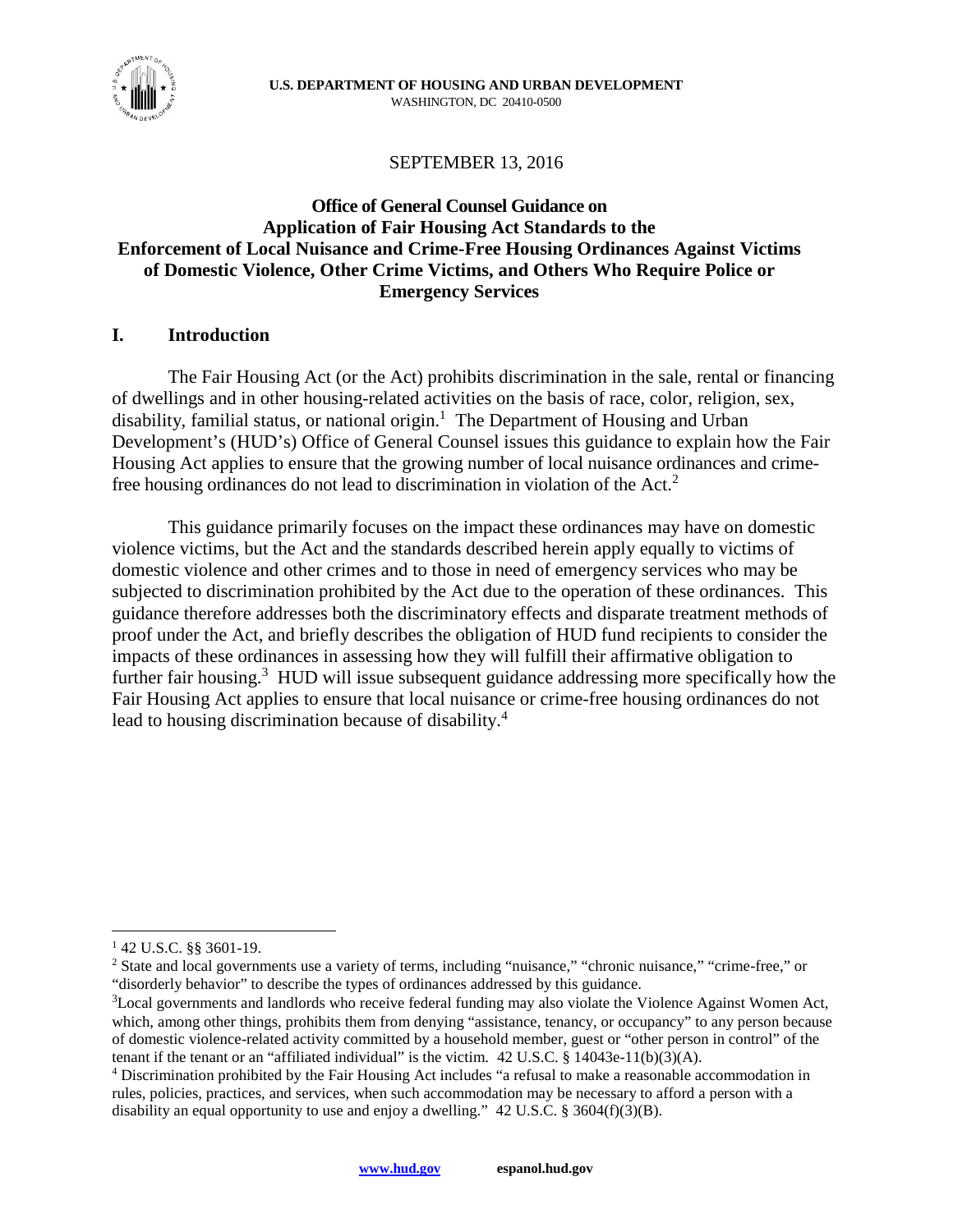**U.S. DEPARTMENT OF HOUSING AND URBAN DEVELOPMENT**
WASHINGTON, DC 20410-0500

SEPTEMBER 13, 2016

**Office of General Counsel Guidance on Application of Fair Housing Act Standards to the Enforcement of Local Nuisance and Crime-Free Housing Ordinances Against Victims of Domestic Violence, Other Crime Victims, and Others Who Require Police or Emergency Services**

## I. Introduction

The Fair Housing Act (or the Act) prohibits discrimination in the sale, rental or financing of dwellings and in other housing-related activities on the basis of race, color, religion, sex, disability, familial status, or national origin.[1] The Department of Housing and Urban Development's (HUD's) Office of General Counsel issues this guidance to explain how the Fair Housing Act applies to ensure that the growing number of local nuisance ordinances and crime-free housing ordinances do not lead to discrimination in violation of the Act.[2]

This guidance primarily focuses on the impact these ordinances may have on domestic violence victims, but the Act and the standards described herein apply equally to victims of domestic violence and other crimes and to those in need of emergency services who may be subjected to discrimination prohibited by the Act due to the operation of these ordinances. This guidance therefore addresses both the discriminatory effects and disparate treatment methods of proof under the Act, and briefly describes the obligation of HUD fund recipients to consider the impacts of these ordinances in assessing how they will fulfill their affirmative obligation to further fair housing.[3] HUD will issue subsequent guidance addressing more specifically how the Fair Housing Act applies to ensure that local nuisance or crime-free housing ordinances do not lead to housing discrimination because of disability.[4]

---

[1] 42 U.S.C. §§ 3601-19.

[2] State and local governments use a variety of terms, including "nuisance," "chronic nuisance," "crime-free," or "disorderly behavior" to describe the types of ordinances addressed by this guidance.

[3] Local governments and landlords who receive federal funding may also violate the Violence Against Women Act, which, among other things, prohibits them from denying "assistance, tenancy, or occupancy" to any person because of domestic violence-related activity committed by a household member, guest or "other person in control" of the tenant if the tenant or an "affiliated individual" is the victim. 42 U.S.C. § 14043e-11(b)(3)(A).

[4] Discrimination prohibited by the Fair Housing Act includes "a refusal to make a reasonable accommodation in rules, policies, practices, and services, when such accommodation may be necessary to afford a person with a disability an equal opportunity to use and enjoy a dwelling." 42 U.S.C. § 3604(f)(3)(B).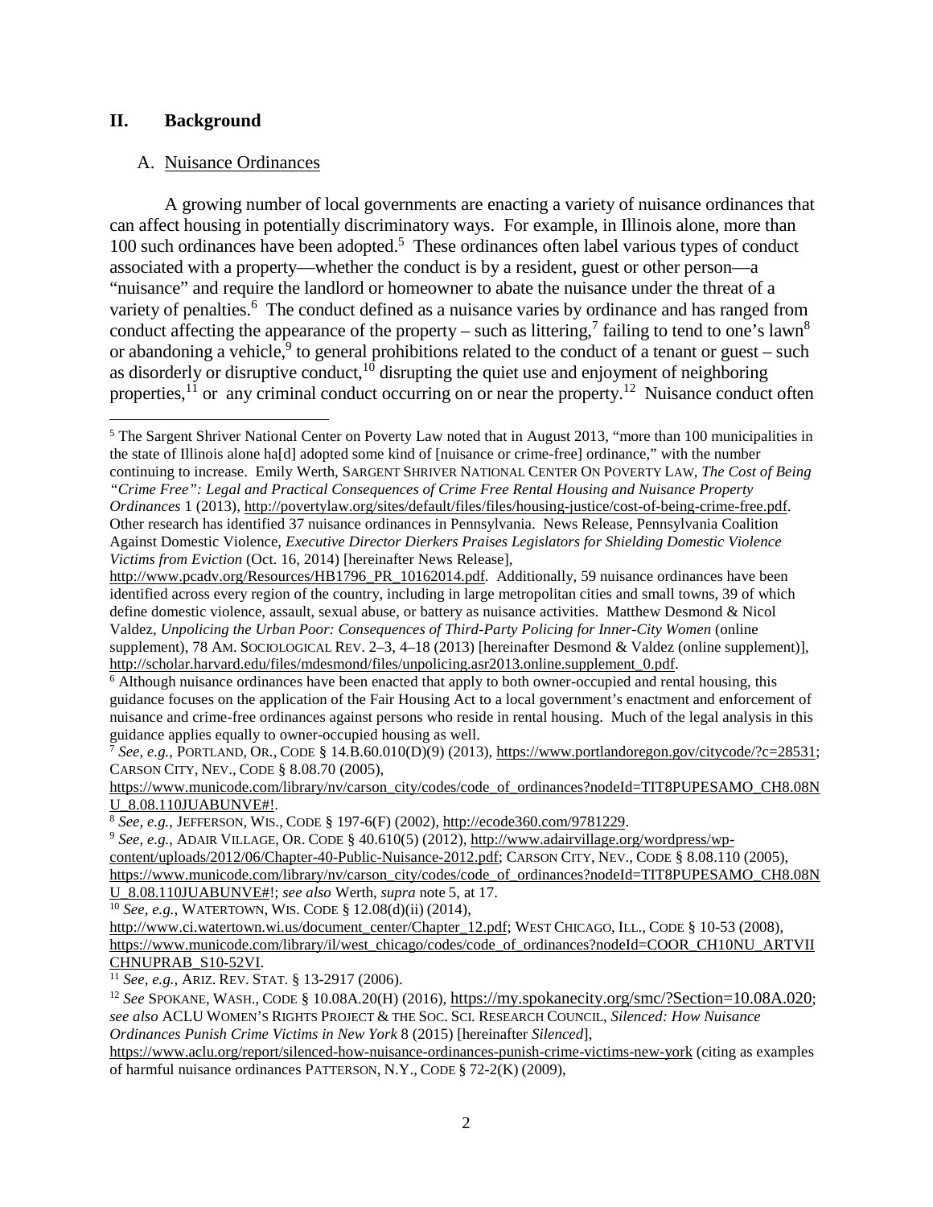## II. Background

### A. Nuisance Ordinances

A growing number of local governments are enacting a variety of nuisance ordinances that can affect housing in potentially discriminatory ways. For example, in Illinois alone, more than 100 such ordinances have been adopted.[5] These ordinances often label various types of conduct associated with a property—whether the conduct is by a resident, guest or other person—a "nuisance" and require the landlord or homeowner to abate the nuisance under the threat of a variety of penalties.[6] The conduct defined as a nuisance varies by ordinance and has ranged from conduct affecting the appearance of the property – such as littering,[7] failing to tend to one's lawn[8] or abandoning a vehicle,[9] to general prohibitions related to the conduct of a tenant or guest – such as disorderly or disruptive conduct,[10] disrupting the quiet use and enjoyment of neighboring properties,[11] or any criminal conduct occurring on or near the property.[12] Nuisance conduct often

---

[5] The Sargent Shriver National Center on Poverty Law noted that in August 2013, "more than 100 municipalities in the state of Illinois alone ha[d] adopted some kind of [nuisance or crime-free] ordinance," with the number continuing to increase. Emily Werth, SARGENT SHRIVER NATIONAL CENTER ON POVERTY LAW, *The Cost of Being "Crime Free": Legal and Practical Consequences of Crime Free Rental Housing and Nuisance Property Ordinances* 1 (2013), http://povertylaw.org/sites/default/files/files/housing-justice/cost-of-being-crime-free.pdf. Other research has identified 37 nuisance ordinances in Pennsylvania. News Release, Pennsylvania Coalition Against Domestic Violence, *Executive Director Dierkers Praises Legislators for Shielding Domestic Violence Victims from Eviction* (Oct. 16, 2014) [hereinafter News Release], http://www.pcadv.org/Resources/HB1796_PR_10162014.pdf. Additionally, 59 nuisance ordinances have been identified across every region of the country, including in large metropolitan cities and small towns, 39 of which define domestic violence, assault, sexual abuse, or battery as nuisance activities. Matthew Desmond & Nicol Valdez, *Unpolicing the Urban Poor: Consequences of Third-Party Policing for Inner-City Women* (online supplement), 78 AM. SOCIOLOGICAL REV. 2–3, 4–18 (2013) [hereinafter Desmond & Valdez (online supplement)], http://scholar.harvard.edu/files/mdesmond/files/unpolicing.asr2013.online.supplement_0.pdf.

[6] Although nuisance ordinances have been enacted that apply to both owner-occupied and rental housing, this guidance focuses on the application of the Fair Housing Act to a local government's enactment and enforcement of nuisance and crime-free ordinances against persons who reside in rental housing. Much of the legal analysis in this guidance applies equally to owner-occupied housing as well.

[7] *See, e.g.*, PORTLAND, OR., CODE § 14.B.60.010(D)(9) (2013), https://www.portlandoregon.gov/citycode/?c=28531; CARSON CITY, NEV., CODE § 8.08.70 (2005), https://www.municode.com/library/nv/carson_city/codes/code_of_ordinances?nodeId=TIT8PUPESAMO_CH8.08NU_8.08.110JUABUNVE#!.

[8] *See, e.g.*, JEFFERSON, WIS., CODE § 197-6(F) (2002), http://ecode360.com/9781229.

[9] *See, e.g.*, ADAIR VILLAGE, OR. CODE § 40.610(5) (2012), http://www.adairvillage.org/wordpress/wp-content/uploads/2012/06/Chapter-40-Public-Nuisance-2012.pdf; CARSON CITY, NEV., CODE § 8.08.110 (2005), https://www.municode.com/library/nv/carson_city/codes/code_of_ordinances?nodeId=TIT8PUPESAMO_CH8.08NU_8.08.110JUABUNVE#!; *see also* Werth, *supra* note 5, at 17.

[10] *See, e.g.*, WATERTOWN, WIS. CODE § 12.08(d)(ii) (2014), http://www.ci.watertown.wi.us/document_center/Chapter_12.pdf; WEST CHICAGO, ILL., CODE § 10-53 (2008), https://www.municode.com/library/il/west_chicago/codes/code_of_ordinances?nodeId=COOR_CH10NU_ARTVIICHNUPRAB_S10-52VI.

[11] *See, e.g.*, ARIZ. REV. STAT. § 13-2917 (2006).

[12] *See* SPOKANE, WASH., CODE § 10.08A.20(H) (2016), https://my.spokanecity.org/smc/?Section=10.08A.020; *see also* ACLU WOMEN'S RIGHTS PROJECT & THE SOC. SCI. RESEARCH COUNCIL, *Silenced: How Nuisance Ordinances Punish Crime Victims in New York* 8 (2015) [hereinafter *Silenced*], https://www.aclu.org/report/silenced-how-nuisance-ordinances-punish-crime-victims-new-york (citing as examples of harmful nuisance ordinances PATTERSON, N.Y., CODE § 72-2(K) (2009),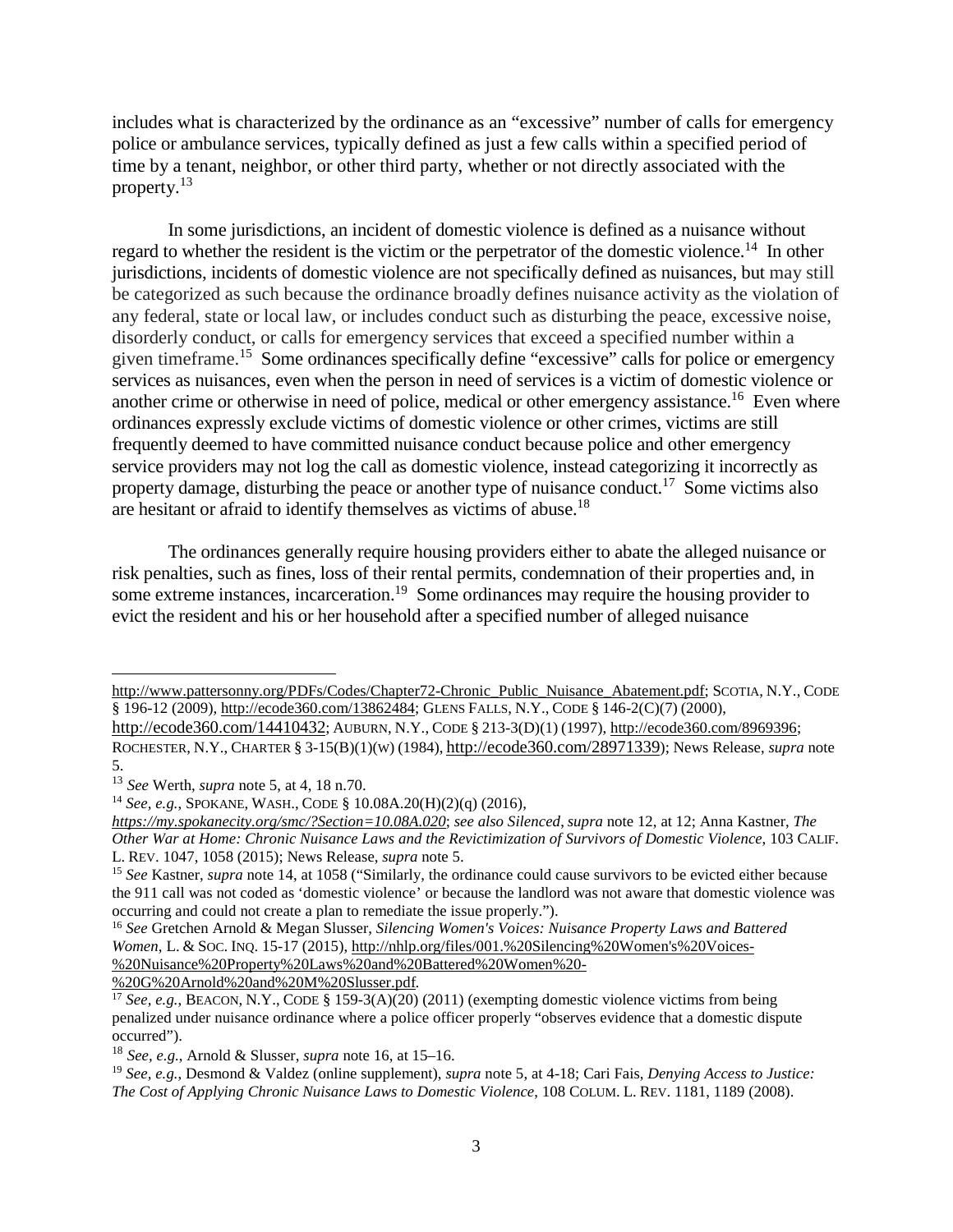includes what is characterized by the ordinance as an "excessive" number of calls for emergency police or ambulance services, typically defined as just a few calls within a specified period of time by a tenant, neighbor, or other third party, whether or not directly associated with the property.[13]

In some jurisdictions, an incident of domestic violence is defined as a nuisance without regard to whether the resident is the victim or the perpetrator of the domestic violence.[14] In other jurisdictions, incidents of domestic violence are not specifically defined as nuisances, but may still be categorized as such because the ordinance broadly defines nuisance activity as the violation of any federal, state or local law, or includes conduct such as disturbing the peace, excessive noise, disorderly conduct, or calls for emergency services that exceed a specified number within a given timeframe.[15] Some ordinances specifically define "excessive" calls for police or emergency services as nuisances, even when the person in need of services is a victim of domestic violence or another crime or otherwise in need of police, medical or other emergency assistance.[16] Even where ordinances expressly exclude victims of domestic violence or other crimes, victims are still frequently deemed to have committed nuisance conduct because police and other emergency service providers may not log the call as domestic violence, instead categorizing it incorrectly as property damage, disturbing the peace or another type of nuisance conduct.[17] Some victims also are hesitant or afraid to identify themselves as victims of abuse.[18]

The ordinances generally require housing providers either to abate the alleged nuisance or risk penalties, such as fines, loss of their rental permits, condemnation of their properties and, in some extreme instances, incarceration.[19] Some ordinances may require the housing provider to evict the resident and his or her household after a specified number of alleged nuisance

---

http://www.pattersonny.org/PDFs/Codes/Chapter72-Chronic_Public_Nuisance_Abatement.pdf; SCOTIA, N.Y., CODE § 196-12 (2009), http://ecode360.com/13862484; GLENS FALLS, N.Y., CODE § 146-2(C)(7) (2000), http://ecode360.com/14410432; AUBURN, N.Y., CODE § 213-3(D)(1) (1997), http://ecode360.com/8969396; ROCHESTER, N.Y., CHARTER § 3-15(B)(1)(w) (1984), http://ecode360.com/28971339); News Release, *supra* note 5.

[13] *See* Werth, *supra* note 5, at 4, 18 n.70.

[14] *See, e.g.*, SPOKANE, WASH., CODE § 10.08A.20(H)(2)(q) (2016), *https://my.spokanecity.org/smc/?Section=10.08A.020*; *see also Silenced*, *supra* note 12, at 12; Anna Kastner, *The Other War at Home: Chronic Nuisance Laws and the Revictimization of Survivors of Domestic Violence*, 103 CALIF. L. REV. 1047, 1058 (2015); News Release, *supra* note 5.

[15] *See* Kastner, *supra* note 14, at 1058 ("Similarly, the ordinance could cause survivors to be evicted either because the 911 call was not coded as 'domestic violence' or because the landlord was not aware that domestic violence was occurring and could not create a plan to remediate the issue properly.").

[16] *See* Gretchen Arnold & Megan Slusser, *Silencing Women's Voices: Nuisance Property Laws and Battered Women*, L. & SOC. INQ. 15-17 (2015), http://nhlp.org/files/001.%20Silencing%20Women's%20Voices-%20Nuisance%20Property%20Laws%20and%20Battered%20Women%20-%20G%20Arnold%20and%20M%20Slusser.pdf.

[17] *See, e.g.*, BEACON, N.Y., CODE § 159-3(A)(20) (2011) (exempting domestic violence victims from being penalized under nuisance ordinance where a police officer properly "observes evidence that a domestic dispute occurred").

[18] *See, e.g.*, Arnold & Slusser, *supra* note 16, at 15–16.

[19] *See, e.g.*, Desmond & Valdez (online supplement), *supra* note 5, at 4-18; Cari Fais, *Denying Access to Justice: The Cost of Applying Chronic Nuisance Laws to Domestic Violence*, 108 COLUM. L. REV. 1181, 1189 (2008).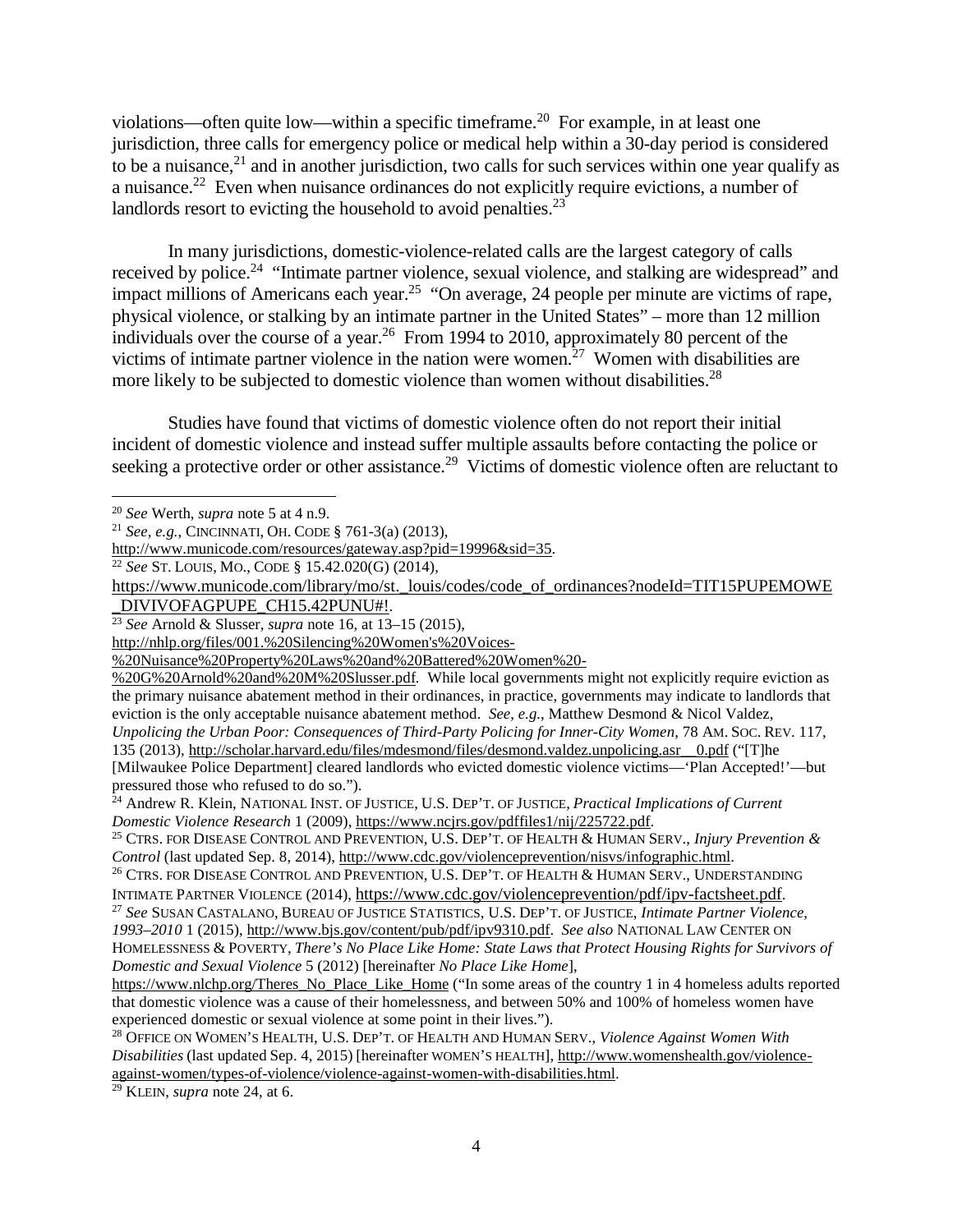violations—often quite low—within a specific timeframe.[20] For example, in at least one jurisdiction, three calls for emergency police or medical help within a 30-day period is considered to be a nuisance,[21] and in another jurisdiction, two calls for such services within one year qualify as a nuisance.[22] Even when nuisance ordinances do not explicitly require evictions, a number of landlords resort to evicting the household to avoid penalties.[23]

In many jurisdictions, domestic-violence-related calls are the largest category of calls received by police.[24] "Intimate partner violence, sexual violence, and stalking are widespread" and impact millions of Americans each year.[25] "On average, 24 people per minute are victims of rape, physical violence, or stalking by an intimate partner in the United States" – more than 12 million individuals over the course of a year.[26] From 1994 to 2010, approximately 80 percent of the victims of intimate partner violence in the nation were women.[27] Women with disabilities are more likely to be subjected to domestic violence than women without disabilities.[28]

Studies have found that victims of domestic violence often do not report their initial incident of domestic violence and instead suffer multiple assaults before contacting the police or seeking a protective order or other assistance.[29] Victims of domestic violence often are reluctant to

---

[20] *See* Werth, *supra* note 5 at 4 n.9.

[21] *See, e.g.*, CINCINNATI, OH. CODE § 761-3(a) (2013), http://www.municode.com/resources/gateway.asp?pid=19996&sid=35.

[22] *See* ST. LOUIS, MO., CODE § 15.42.020(G) (2014), https://www.municode.com/library/mo/st._louis/codes/code_of_ordinances?nodeId=TIT15PUPEMOWE_DIVIVOFAGPUPE_CH15.42PUNU#!.

[23] *See* Arnold & Slusser, *supra* note 16, at 13–15 (2015), http://nhlp.org/files/001.%20Silencing%20Women's%20Voices-%20Nuisance%20Property%20Laws%20and%20Battered%20Women%20-%20G%20Arnold%20and%20M%20Slusser.pdf. While local governments might not explicitly require eviction as the primary nuisance abatement method in their ordinances, in practice, governments may indicate to landlords that eviction is the only acceptable nuisance abatement method. *See, e.g.*, Matthew Desmond & Nicol Valdez, *Unpolicing the Urban Poor: Consequences of Third-Party Policing for Inner-City Women*, 78 AM. SOC. REV. 117, 135 (2013), http://scholar.harvard.edu/files/mdesmond/files/desmond.valdez.unpolicing.asr__0.pdf ("[T]he [Milwaukee Police Department] cleared landlords who evicted domestic violence victims—'Plan Accepted!'—but pressured those who refused to do so.").

[24] Andrew R. Klein, NATIONAL INST. OF JUSTICE, U.S. DEP'T. OF JUSTICE, *Practical Implications of Current Domestic Violence Research* 1 (2009), https://www.ncjrs.gov/pdffiles1/nij/225722.pdf.

[25] CTRS. FOR DISEASE CONTROL AND PREVENTION, U.S. DEP'T. OF HEALTH & HUMAN SERV., *Injury Prevention & Control* (last updated Sep. 8, 2014), http://www.cdc.gov/violenceprevention/nisvs/infographic.html.

[26] CTRS. FOR DISEASE CONTROL AND PREVENTION, U.S. DEP'T. OF HEALTH & HUMAN SERV., UNDERSTANDING INTIMATE PARTNER VIOLENCE (2014), https://www.cdc.gov/violenceprevention/pdf/ipv-factsheet.pdf.

[27] *See* SUSAN CASTALANO, BUREAU OF JUSTICE STATISTICS, U.S. DEP'T. OF JUSTICE, *Intimate Partner Violence, 1993–2010* 1 (2015), http://www.bjs.gov/content/pub/pdf/ipv9310.pdf. *See also* NATIONAL LAW CENTER ON HOMELESSNESS & POVERTY, *There's No Place Like Home: State Laws that Protect Housing Rights for Survivors of Domestic and Sexual Violence* 5 (2012) [hereinafter *No Place Like Home*], https://www.nlchp.org/Theres_No_Place_Like_Home ("In some areas of the country 1 in 4 homeless adults reported that domestic violence was a cause of their homelessness, and between 50% and 100% of homeless women have experienced domestic or sexual violence at some point in their lives.").

[28] OFFICE ON WOMEN'S HEALTH, U.S. DEP'T. OF HEALTH AND HUMAN SERV., *Violence Against Women With Disabilities* (last updated Sep. 4, 2015) [hereinafter WOMEN'S HEALTH], http://www.womenshealth.gov/violence-against-women/types-of-violence/violence-against-women-with-disabilities.html.

[29] KLEIN, *supra* note 24, at 6.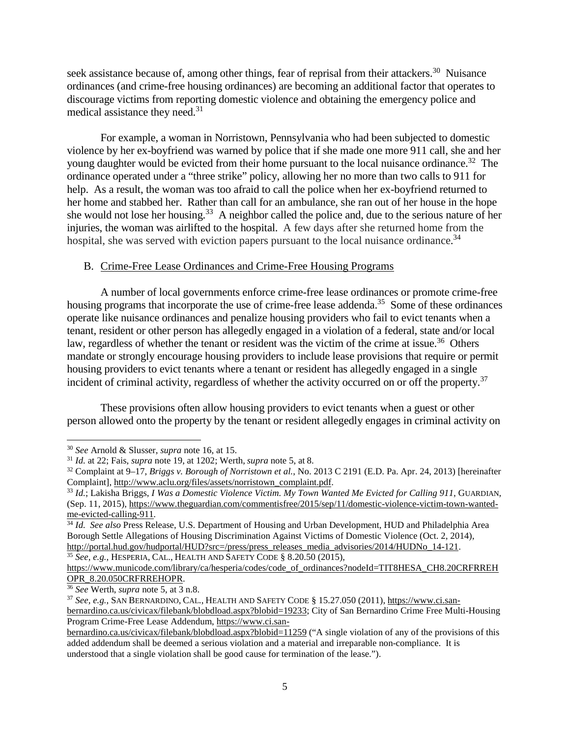seek assistance because of, among other things, fear of reprisal from their attackers.[30] Nuisance ordinances (and crime-free housing ordinances) are becoming an additional factor that operates to discourage victims from reporting domestic violence and obtaining the emergency police and medical assistance they need.[31]

For example, a woman in Norristown, Pennsylvania who had been subjected to domestic violence by her ex-boyfriend was warned by police that if she made one more 911 call, she and her young daughter would be evicted from their home pursuant to the local nuisance ordinance.[32] The ordinance operated under a "three strike" policy, allowing her no more than two calls to 911 for help. As a result, the woman was too afraid to call the police when her ex-boyfriend returned to her home and stabbed her. Rather than call for an ambulance, she ran out of her house in the hope she would not lose her housing.[33] A neighbor called the police and, due to the serious nature of her injuries, the woman was airlifted to the hospital. A few days after she returned home from the hospital, she was served with eviction papers pursuant to the local nuisance ordinance.[34]

B. Crime-Free Lease Ordinances and Crime-Free Housing Programs

A number of local governments enforce crime-free lease ordinances or promote crime-free housing programs that incorporate the use of crime-free lease addenda.[35] Some of these ordinances operate like nuisance ordinances and penalize housing providers who fail to evict tenants when a tenant, resident or other person has allegedly engaged in a violation of a federal, state and/or local law, regardless of whether the tenant or resident was the victim of the crime at issue.[36] Others mandate or strongly encourage housing providers to include lease provisions that require or permit housing providers to evict tenants where a tenant or resident has allegedly engaged in a single incident of criminal activity, regardless of whether the activity occurred on or off the property.[37]

These provisions often allow housing providers to evict tenants when a guest or other person allowed onto the property by the tenant or resident allegedly engages in criminal activity on

---

[30] *See* Arnold & Slusser, *supra* note 16, at 15.

[31] *Id.* at 22; Fais, *supra* note 19, at 1202; Werth, *supra* note 5, at 8.

[32] Complaint at 9–17, *Briggs v. Borough of Norristown et al.*, No. 2013 C 2191 (E.D. Pa. Apr. 24, 2013) [hereinafter Complaint], http://www.aclu.org/files/assets/norristown_complaint.pdf.

[33] *Id.*; Lakisha Briggs, *I Was a Domestic Violence Victim. My Town Wanted Me Evicted for Calling 911*, GUARDIAN, (Sep. 11, 2015), https://www.theguardian.com/commentisfree/2015/sep/11/domestic-violence-victim-town-wanted-me-evicted-calling-911.

[34] *Id. See also* Press Release, U.S. Department of Housing and Urban Development, HUD and Philadelphia Area Borough Settle Allegations of Housing Discrimination Against Victims of Domestic Violence (Oct. 2, 2014), http://portal.hud.gov/hudportal/HUD?src=/press/press_releases_media_advisories/2014/HUDNo_14-121.

[35] *See, e.g.*, HESPERIA, CAL., HEALTH AND SAFETY CODE § 8.20.50 (2015), https://www.municode.com/library/ca/hesperia/codes/code_of_ordinances?nodeId=TIT8HESA_CH8.20CRFRREHOPR_8.20.050CRFRREHOPR.

[36] *See* Werth, *supra* note 5, at 3 n.8.

[37] *See, e.g.*, SAN BERNARDINO, CAL., HEALTH AND SAFETY CODE § 15.27.050 (2011), https://www.ci.san-bernardino.ca.us/civicax/filebank/blobdload.aspx?blobid=19233; City of San Bernardino Crime Free Multi-Housing Program Crime-Free Lease Addendum, https://www.ci.san-bernardino.ca.us/civicax/filebank/blobdload.aspx?blobid=11259 ("A single violation of any of the provisions of this added addendum shall be deemed a serious violation and a material and irreparable non-compliance. It is understood that a single violation shall be good cause for termination of the lease.").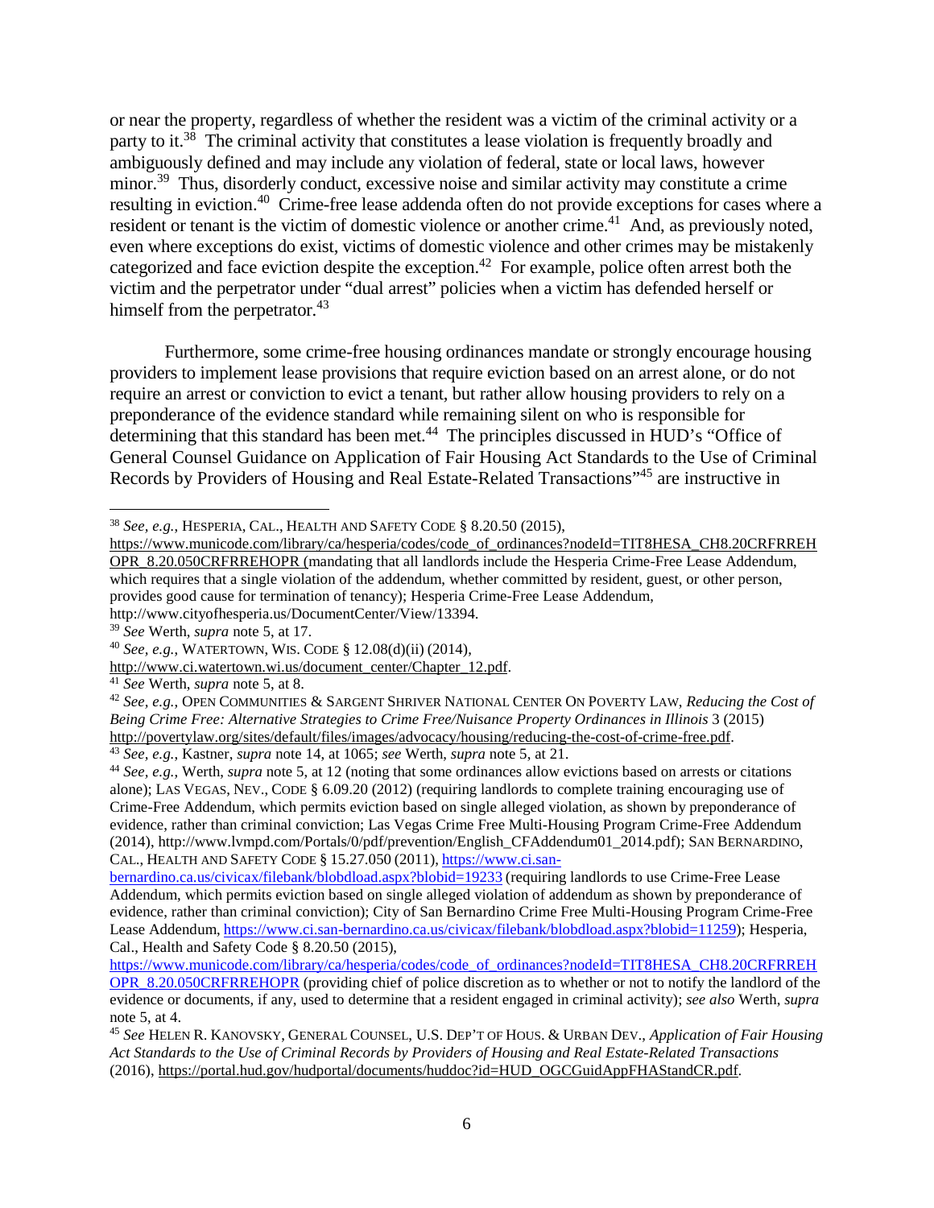or near the property, regardless of whether the resident was a victim of the criminal activity or a party to it.[38] The criminal activity that constitutes a lease violation is frequently broadly and ambiguously defined and may include any violation of federal, state or local laws, however minor.[39] Thus, disorderly conduct, excessive noise and similar activity may constitute a crime resulting in eviction.[40] Crime-free lease addenda often do not provide exceptions for cases where a resident or tenant is the victim of domestic violence or another crime.[41] And, as previously noted, even where exceptions do exist, victims of domestic violence and other crimes may be mistakenly categorized and face eviction despite the exception.[42] For example, police often arrest both the victim and the perpetrator under "dual arrest" policies when a victim has defended herself or himself from the perpetrator.[43]

Furthermore, some crime-free housing ordinances mandate or strongly encourage housing providers to implement lease provisions that require eviction based on an arrest alone, or do not require an arrest or conviction to evict a tenant, but rather allow housing providers to rely on a preponderance of the evidence standard while remaining silent on who is responsible for determining that this standard has been met.[44] The principles discussed in HUD's "Office of General Counsel Guidance on Application of Fair Housing Act Standards to the Use of Criminal Records by Providers of Housing and Real Estate-Related Transactions"[45] are instructive in

---

[38] *See, e.g.*, HESPERIA, CAL., HEALTH AND SAFETY CODE § 8.20.50 (2015), https://www.municode.com/library/ca/hesperia/codes/code_of_ordinances?nodeId=TIT8HESA_CH8.20CRFRREHOPR_8.20.050CRFRREHOPR (mandating that all landlords include the Hesperia Crime-Free Lease Addendum, which requires that a single violation of the addendum, whether committed by resident, guest, or other person, provides good cause for termination of tenancy); Hesperia Crime-Free Lease Addendum, http://www.cityofhesperia.us/DocumentCenter/View/13394.

[39] *See* Werth, *supra* note 5, at 17.

[40] *See, e.g.*, WATERTOWN, WIS. CODE § 12.08(d)(ii) (2014), http://www.ci.watertown.wi.us/document_center/Chapter_12.pdf.

[41] *See* Werth, *supra* note 5, at 8.

[42] *See, e.g.*, OPEN COMMUNITIES & SARGENT SHRIVER NATIONAL CENTER ON POVERTY LAW, *Reducing the Cost of Being Crime Free: Alternative Strategies to Crime Free/Nuisance Property Ordinances in Illinois* 3 (2015) http://povertylaw.org/sites/default/files/images/advocacy/housing/reducing-the-cost-of-crime-free.pdf.

[43] *See, e.g.*, Kastner, *supra* note 14, at 1065; *see* Werth, *supra* note 5, at 21.

[44] *See, e.g.*, Werth, *supra* note 5, at 12 (noting that some ordinances allow evictions based on arrests or citations alone); LAS VEGAS, NEV., CODE § 6.09.20 (2012) (requiring landlords to complete training encouraging use of Crime-Free Addendum, which permits eviction based on single alleged violation, as shown by preponderance of evidence, rather than criminal conviction; Las Vegas Crime Free Multi-Housing Program Crime-Free Addendum (2014), http://www.lvmpd.com/Portals/0/pdf/prevention/English_CFAddendum01_2014.pdf); SAN BERNARDINO, CAL., HEALTH AND SAFETY CODE § 15.27.050 (2011), https://www.ci.san-bernardino.ca.us/civicax/filebank/blobdload.aspx?blobid=19233 (requiring landlords to use Crime-Free Lease Addendum, which permits eviction based on single alleged violation of addendum as shown by preponderance of evidence, rather than criminal conviction); City of San Bernardino Crime Free Multi-Housing Program Crime-Free Lease Addendum, https://www.ci.san-bernardino.ca.us/civicax/filebank/blobdload.aspx?blobid=11259); Hesperia, Cal., Health and Safety Code § 8.20.50 (2015), https://www.municode.com/library/ca/hesperia/codes/code_of_ordinances?nodeId=TIT8HESA_CH8.20CRFRREHOPR_8.20.050CRFRREHOPR (providing chief of police discretion as to whether or not to notify the landlord of the evidence or documents, if any, used to determine that a resident engaged in criminal activity); *see also* Werth, *supra* note 5, at 4.

[45] *See* HELEN R. KANOVSKY, GENERAL COUNSEL, U.S. DEP'T OF HOUS. & URBAN DEV., *Application of Fair Housing Act Standards to the Use of Criminal Records by Providers of Housing and Real Estate-Related Transactions* (2016), https://portal.hud.gov/hudportal/documents/huddoc?id=HUD_OGCGuidAppFHAStandCR.pdf.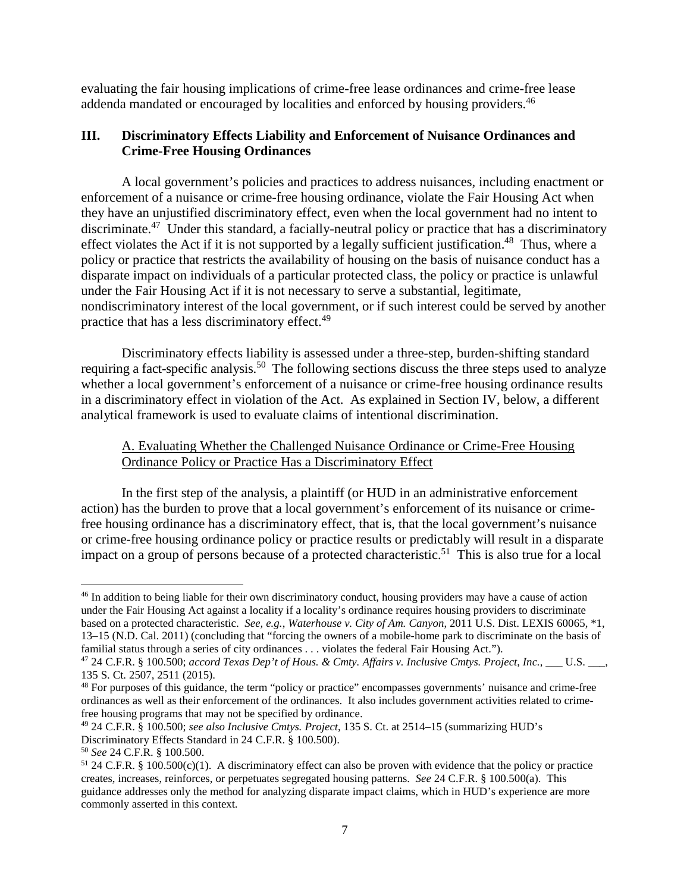evaluating the fair housing implications of crime-free lease ordinances and crime-free lease addenda mandated or encouraged by localities and enforced by housing providers.[46]

## III. Discriminatory Effects Liability and Enforcement of Nuisance Ordinances and Crime-Free Housing Ordinances

A local government's policies and practices to address nuisances, including enactment or enforcement of a nuisance or crime-free housing ordinance, violate the Fair Housing Act when they have an unjustified discriminatory effect, even when the local government had no intent to discriminate.[47] Under this standard, a facially-neutral policy or practice that has a discriminatory effect violates the Act if it is not supported by a legally sufficient justification.[48] Thus, where a policy or practice that restricts the availability of housing on the basis of nuisance conduct has a disparate impact on individuals of a particular protected class, the policy or practice is unlawful under the Fair Housing Act if it is not necessary to serve a substantial, legitimate, nondiscriminatory interest of the local government, or if such interest could be served by another practice that has a less discriminatory effect.[49]

Discriminatory effects liability is assessed under a three-step, burden-shifting standard requiring a fact-specific analysis.[50] The following sections discuss the three steps used to analyze whether a local government's enforcement of a nuisance or crime-free housing ordinance results in a discriminatory effect in violation of the Act. As explained in Section IV, below, a different analytical framework is used to evaluate claims of intentional discrimination.

### A. Evaluating Whether the Challenged Nuisance Ordinance or Crime-Free Housing Ordinance Policy or Practice Has a Discriminatory Effect

In the first step of the analysis, a plaintiff (or HUD in an administrative enforcement action) has the burden to prove that a local government's enforcement of its nuisance or crime-free housing ordinance has a discriminatory effect, that is, that the local government's nuisance or crime-free housing ordinance policy or practice results or predictably will result in a disparate impact on a group of persons because of a protected characteristic.[51] This is also true for a local

---

[46] In addition to being liable for their own discriminatory conduct, housing providers may have a cause of action under the Fair Housing Act against a locality if a locality's ordinance requires housing providers to discriminate based on a protected characteristic. *See, e.g.*, *Waterhouse v. City of Am. Canyon*, 2011 U.S. Dist. LEXIS 60065, *1, 13–15 (N.D. Cal. 2011) (concluding that "forcing the owners of a mobile-home park to discriminate on the basis of familial status through a series of city ordinances . . . violates the federal Fair Housing Act.").

[47] 24 C.F.R. § 100.500; *accord Texas Dep't of Hous. & Cmty. Affairs v. Inclusive Cmtys. Project, Inc.*, ___ U.S. ___, 135 S. Ct. 2507, 2511 (2015).

[48] For purposes of this guidance, the term "policy or practice" encompasses governments' nuisance and crime-free ordinances as well as their enforcement of the ordinances. It also includes government activities related to crime-free housing programs that may not be specified by ordinance.

[49] 24 C.F.R. § 100.500; *see also Inclusive Cmtys. Project*, 135 S. Ct. at 2514–15 (summarizing HUD's Discriminatory Effects Standard in 24 C.F.R. § 100.500).

[50] *See* 24 C.F.R. § 100.500.

[51] 24 C.F.R. § 100.500(c)(1). A discriminatory effect can also be proven with evidence that the policy or practice creates, increases, reinforces, or perpetuates segregated housing patterns. *See* 24 C.F.R. § 100.500(a). This guidance addresses only the method for analyzing disparate impact claims, which in HUD's experience are more commonly asserted in this context.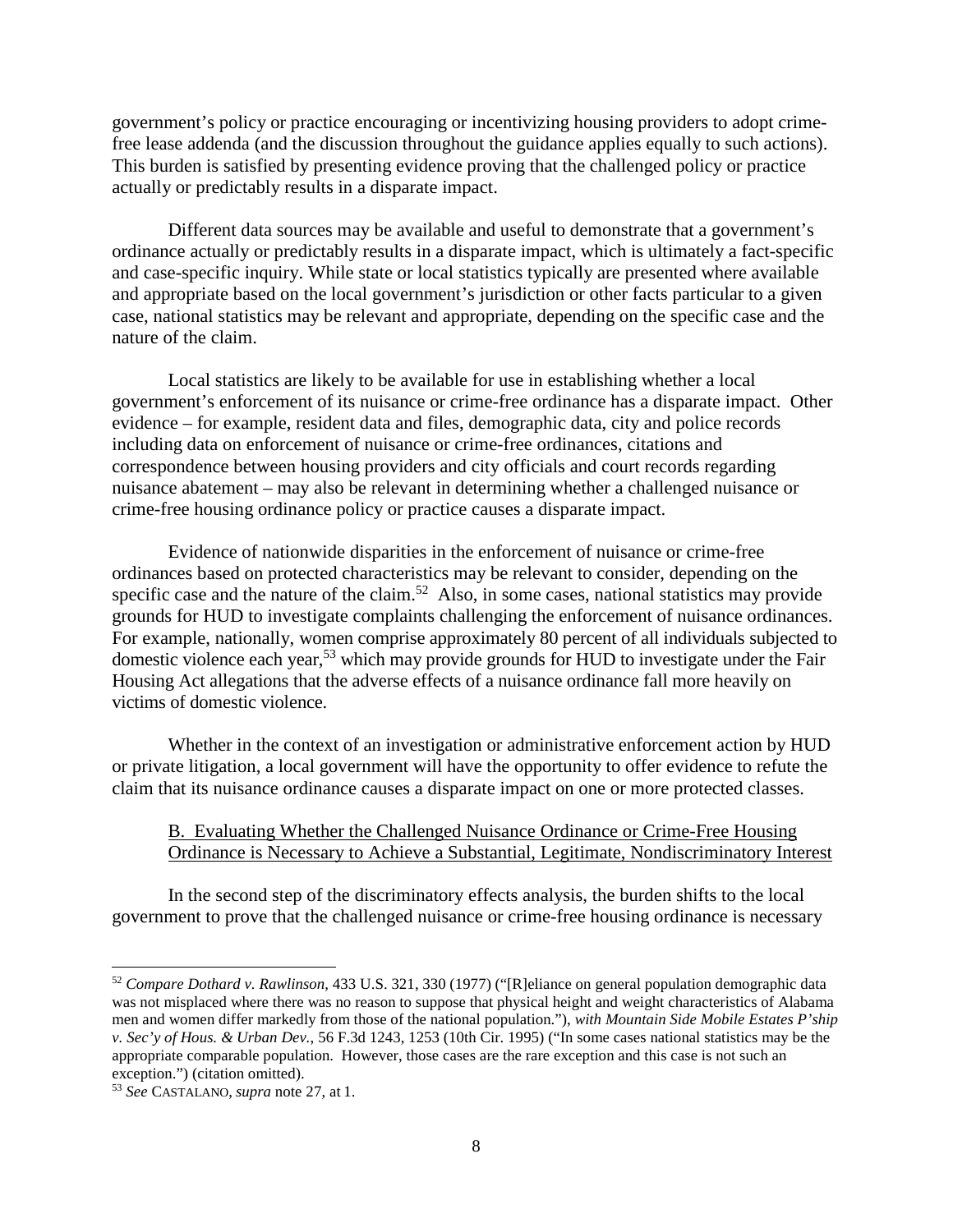government's policy or practice encouraging or incentivizing housing providers to adopt crime-free lease addenda (and the discussion throughout the guidance applies equally to such actions). This burden is satisfied by presenting evidence proving that the challenged policy or practice actually or predictably results in a disparate impact.

Different data sources may be available and useful to demonstrate that a government's ordinance actually or predictably results in a disparate impact, which is ultimately a fact-specific and case-specific inquiry. While state or local statistics typically are presented where available and appropriate based on the local government's jurisdiction or other facts particular to a given case, national statistics may be relevant and appropriate, depending on the specific case and the nature of the claim.

Local statistics are likely to be available for use in establishing whether a local government's enforcement of its nuisance or crime-free ordinance has a disparate impact. Other evidence – for example, resident data and files, demographic data, city and police records including data on enforcement of nuisance or crime-free ordinances, citations and correspondence between housing providers and city officials and court records regarding nuisance abatement – may also be relevant in determining whether a challenged nuisance or crime-free housing ordinance policy or practice causes a disparate impact.

Evidence of nationwide disparities in the enforcement of nuisance or crime-free ordinances based on protected characteristics may be relevant to consider, depending on the specific case and the nature of the claim.[52] Also, in some cases, national statistics may provide grounds for HUD to investigate complaints challenging the enforcement of nuisance ordinances. For example, nationally, women comprise approximately 80 percent of all individuals subjected to domestic violence each year,[53] which may provide grounds for HUD to investigate under the Fair Housing Act allegations that the adverse effects of a nuisance ordinance fall more heavily on victims of domestic violence.

Whether in the context of an investigation or administrative enforcement action by HUD or private litigation, a local government will have the opportunity to offer evidence to refute the claim that its nuisance ordinance causes a disparate impact on one or more protected classes.

### B. Evaluating Whether the Challenged Nuisance Ordinance or Crime-Free Housing Ordinance is Necessary to Achieve a Substantial, Legitimate, Nondiscriminatory Interest

In the second step of the discriminatory effects analysis, the burden shifts to the local government to prove that the challenged nuisance or crime-free housing ordinance is necessary

---

[52] *Compare Dothard v. Rawlinson*, 433 U.S. 321, 330 (1977) ("[R]eliance on general population demographic data was not misplaced where there was no reason to suppose that physical height and weight characteristics of Alabama men and women differ markedly from those of the national population."), *with Mountain Side Mobile Estates P'ship v. Sec'y of Hous. & Urban Dev.*, 56 F.3d 1243, 1253 (10th Cir. 1995) ("In some cases national statistics may be the appropriate comparable population. However, those cases are the rare exception and this case is not such an exception.") (citation omitted).

[53] *See* CASTALANO, *supra* note 27, at 1.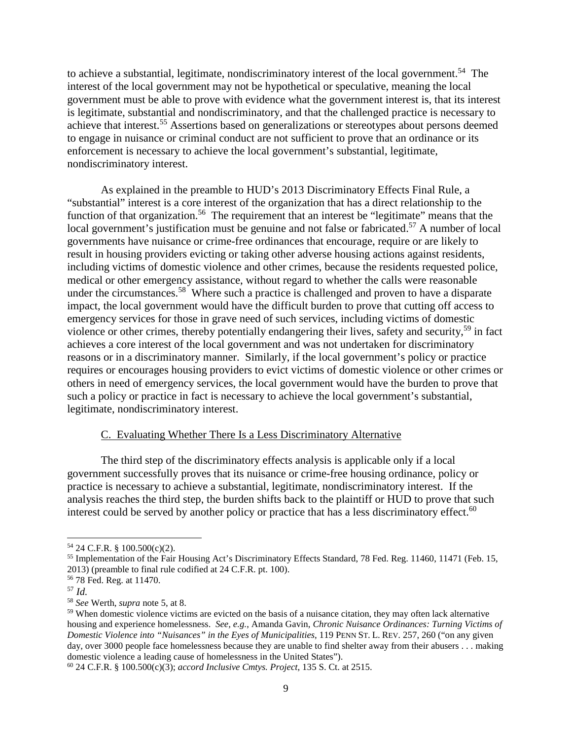to achieve a substantial, legitimate, nondiscriminatory interest of the local government.[54] The interest of the local government may not be hypothetical or speculative, meaning the local government must be able to prove with evidence what the government interest is, that its interest is legitimate, substantial and nondiscriminatory, and that the challenged practice is necessary to achieve that interest.[55] Assertions based on generalizations or stereotypes about persons deemed to engage in nuisance or criminal conduct are not sufficient to prove that an ordinance or its enforcement is necessary to achieve the local government's substantial, legitimate, nondiscriminatory interest.

As explained in the preamble to HUD's 2013 Discriminatory Effects Final Rule, a "substantial" interest is a core interest of the organization that has a direct relationship to the function of that organization.[56] The requirement that an interest be "legitimate" means that the local government's justification must be genuine and not false or fabricated.[57] A number of local governments have nuisance or crime-free ordinances that encourage, require or are likely to result in housing providers evicting or taking other adverse housing actions against residents, including victims of domestic violence and other crimes, because the residents requested police, medical or other emergency assistance, without regard to whether the calls were reasonable under the circumstances.[58] Where such a practice is challenged and proven to have a disparate impact, the local government would have the difficult burden to prove that cutting off access to emergency services for those in grave need of such services, including victims of domestic violence or other crimes, thereby potentially endangering their lives, safety and security,[59] in fact achieves a core interest of the local government and was not undertaken for discriminatory reasons or in a discriminatory manner. Similarly, if the local government's policy or practice requires or encourages housing providers to evict victims of domestic violence or other crimes or others in need of emergency services, the local government would have the burden to prove that such a policy or practice in fact is necessary to achieve the local government's substantial, legitimate, nondiscriminatory interest.

### C. Evaluating Whether There Is a Less Discriminatory Alternative

The third step of the discriminatory effects analysis is applicable only if a local government successfully proves that its nuisance or crime-free housing ordinance, policy or practice is necessary to achieve a substantial, legitimate, nondiscriminatory interest. If the analysis reaches the third step, the burden shifts back to the plaintiff or HUD to prove that such interest could be served by another policy or practice that has a less discriminatory effect.[60]

---

[54] 24 C.F.R. § 100.500(c)(2).

[55] Implementation of the Fair Housing Act's Discriminatory Effects Standard, 78 Fed. Reg. 11460, 11471 (Feb. 15, 2013) (preamble to final rule codified at 24 C.F.R. pt. 100).

[56] 78 Fed. Reg. at 11470.

[57] *Id.*

[58] *See* Werth, *supra* note 5, at 8.

[59] When domestic violence victims are evicted on the basis of a nuisance citation, they may often lack alternative housing and experience homelessness. *See, e.g.*, Amanda Gavin, *Chronic Nuisance Ordinances: Turning Victims of Domestic Violence into "Nuisances" in the Eyes of Municipalities*, 119 PENN ST. L. REV. 257, 260 ("on any given day, over 3000 people face homelessness because they are unable to find shelter away from their abusers . . . making domestic violence a leading cause of homelessness in the United States").

[60] 24 C.F.R. § 100.500(c)(3); *accord Inclusive Cmtys. Project*, 135 S. Ct. at 2515.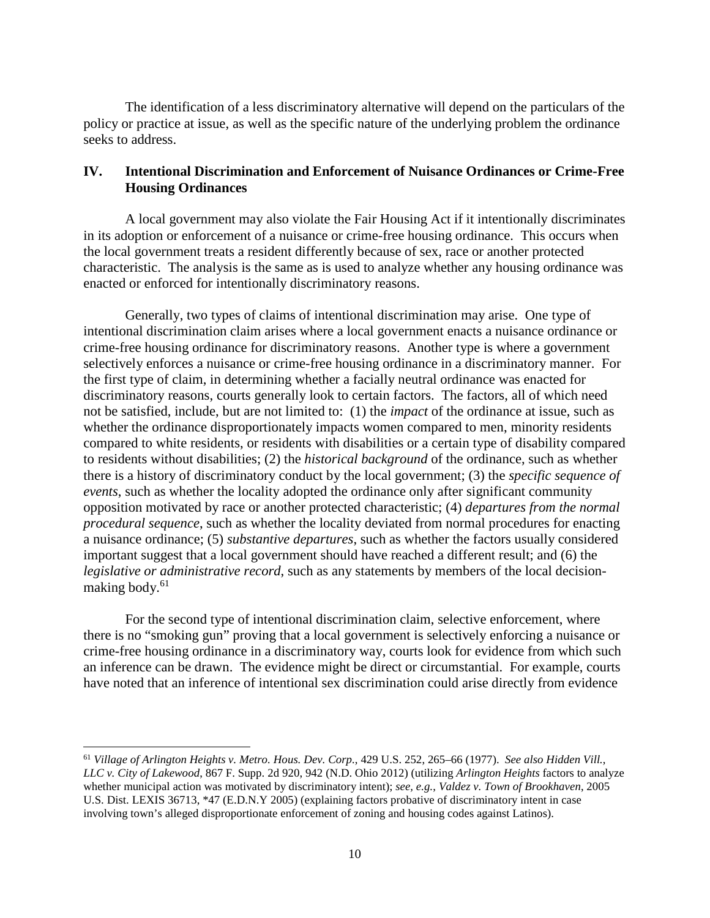The identification of a less discriminatory alternative will depend on the particulars of the policy or practice at issue, as well as the specific nature of the underlying problem the ordinance seeks to address.

## IV. Intentional Discrimination and Enforcement of Nuisance Ordinances or Crime-Free Housing Ordinances

A local government may also violate the Fair Housing Act if it intentionally discriminates in its adoption or enforcement of a nuisance or crime-free housing ordinance. This occurs when the local government treats a resident differently because of sex, race or another protected characteristic. The analysis is the same as is used to analyze whether any housing ordinance was enacted or enforced for intentionally discriminatory reasons.

Generally, two types of claims of intentional discrimination may arise. One type of intentional discrimination claim arises where a local government enacts a nuisance ordinance or crime-free housing ordinance for discriminatory reasons. Another type is where a government selectively enforces a nuisance or crime-free housing ordinance in a discriminatory manner. For the first type of claim, in determining whether a facially neutral ordinance was enacted for discriminatory reasons, courts generally look to certain factors. The factors, all of which need not be satisfied, include, but are not limited to: (1) the *impact* of the ordinance at issue, such as whether the ordinance disproportionately impacts women compared to men, minority residents compared to white residents, or residents with disabilities or a certain type of disability compared to residents without disabilities; (2) the *historical background* of the ordinance, such as whether there is a history of discriminatory conduct by the local government; (3) the *specific sequence of events*, such as whether the locality adopted the ordinance only after significant community opposition motivated by race or another protected characteristic; (4) *departures from the normal procedural sequence*, such as whether the locality deviated from normal procedures for enacting a nuisance ordinance; (5) *substantive departures*, such as whether the factors usually considered important suggest that a local government should have reached a different result; and (6) the *legislative or administrative record*, such as any statements by members of the local decision-making body.[61]

For the second type of intentional discrimination claim, selective enforcement, where there is no "smoking gun" proving that a local government is selectively enforcing a nuisance or crime-free housing ordinance in a discriminatory way, courts look for evidence from which such an inference can be drawn. The evidence might be direct or circumstantial. For example, courts have noted that an inference of intentional sex discrimination could arise directly from evidence

---

[61] *Village of Arlington Heights v. Metro. Hous. Dev. Corp.*, 429 U.S. 252, 265–66 (1977). *See also Hidden Vill., LLC v. City of Lakewood*, 867 F. Supp. 2d 920, 942 (N.D. Ohio 2012) (utilizing *Arlington Heights* factors to analyze whether municipal action was motivated by discriminatory intent); *see, e.g.*, *Valdez v. Town of Brookhaven*, 2005 U.S. Dist. LEXIS 36713, \*47 (E.D.N.Y 2005) (explaining factors probative of discriminatory intent in case involving town's alleged disproportionate enforcement of zoning and housing codes against Latinos).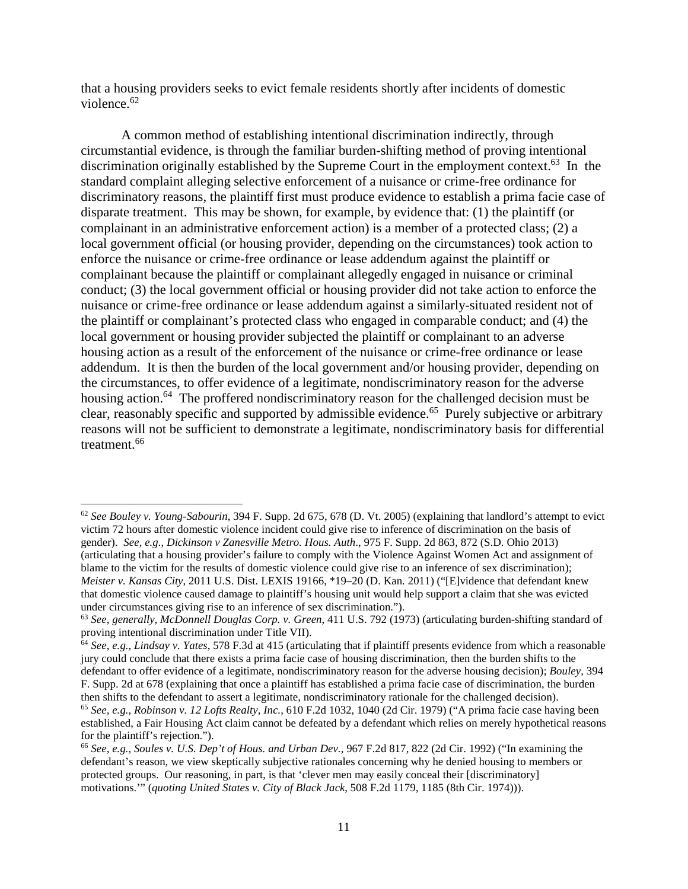that a housing providers seeks to evict female residents shortly after incidents of domestic violence.[62]

A common method of establishing intentional discrimination indirectly, through circumstantial evidence, is through the familiar burden-shifting method of proving intentional discrimination originally established by the Supreme Court in the employment context.[63] In the standard complaint alleging selective enforcement of a nuisance or crime-free ordinance for discriminatory reasons, the plaintiff first must produce evidence to establish a prima facie case of disparate treatment. This may be shown, for example, by evidence that: (1) the plaintiff (or complainant in an administrative enforcement action) is a member of a protected class; (2) a local government official (or housing provider, depending on the circumstances) took action to enforce the nuisance or crime-free ordinance or lease addendum against the plaintiff or complainant because the plaintiff or complainant allegedly engaged in nuisance or criminal conduct; (3) the local government official or housing provider did not take action to enforce the nuisance or crime-free ordinance or lease addendum against a similarly-situated resident not of the plaintiff or complainant's protected class who engaged in comparable conduct; and (4) the local government or housing provider subjected the plaintiff or complainant to an adverse housing action as a result of the enforcement of the nuisance or crime-free ordinance or lease addendum. It is then the burden of the local government and/or housing provider, depending on the circumstances, to offer evidence of a legitimate, nondiscriminatory reason for the adverse housing action.[64] The proffered nondiscriminatory reason for the challenged decision must be clear, reasonably specific and supported by admissible evidence.[65] Purely subjective or arbitrary reasons will not be sufficient to demonstrate a legitimate, nondiscriminatory basis for differential treatment.[66]

---

[62] *See Bouley v. Young-Sabourin*, 394 F. Supp. 2d 675, 678 (D. Vt. 2005) (explaining that landlord's attempt to evict victim 72 hours after domestic violence incident could give rise to inference of discrimination on the basis of gender). *See, e.g., Dickinson v Zanesville Metro. Hous. Auth*., 975 F. Supp. 2d 863, 872 (S.D. Ohio 2013) (articulating that a housing provider's failure to comply with the Violence Against Women Act and assignment of blame to the victim for the results of domestic violence could give rise to an inference of sex discrimination); *Meister v. Kansas City*, 2011 U.S. Dist. LEXIS 19166, *19–20 (D. Kan. 2011) ("[E]vidence that defendant knew that domestic violence caused damage to plaintiff's housing unit would help support a claim that she was evicted under circumstances giving rise to an inference of sex discrimination.").

[63] *See, generally*, *McDonnell Douglas Corp. v. Green*, 411 U.S. 792 (1973) (articulating burden-shifting standard of proving intentional discrimination under Title VII).

[64] *See, e.g., Lindsay v. Yates*, 578 F.3d at 415 (articulating that if plaintiff presents evidence from which a reasonable jury could conclude that there exists a prima facie case of housing discrimination, then the burden shifts to the defendant to offer evidence of a legitimate, nondiscriminatory reason for the adverse housing decision); *Bouley*, 394 F. Supp. 2d at 678 (explaining that once a plaintiff has established a prima facie case of discrimination, the burden then shifts to the defendant to assert a legitimate, nondiscriminatory rationale for the challenged decision).

[65] *See, e.g., Robinson v. 12 Lofts Realty, Inc.*, 610 F.2d 1032, 1040 (2d Cir. 1979) ("A prima facie case having been established, a Fair Housing Act claim cannot be defeated by a defendant which relies on merely hypothetical reasons for the plaintiff's rejection.").

[66] *See, e.g., Soules v. U.S. Dep't of Hous. and Urban Dev.*, 967 F.2d 817, 822 (2d Cir. 1992) ("In examining the defendant's reason, we view skeptically subjective rationales concerning why he denied housing to members or protected groups. Our reasoning, in part, is that 'clever men may easily conceal their [discriminatory] motivations.'" (*quoting United States v. City of Black Jack*, 508 F.2d 1179, 1185 (8th Cir. 1974))).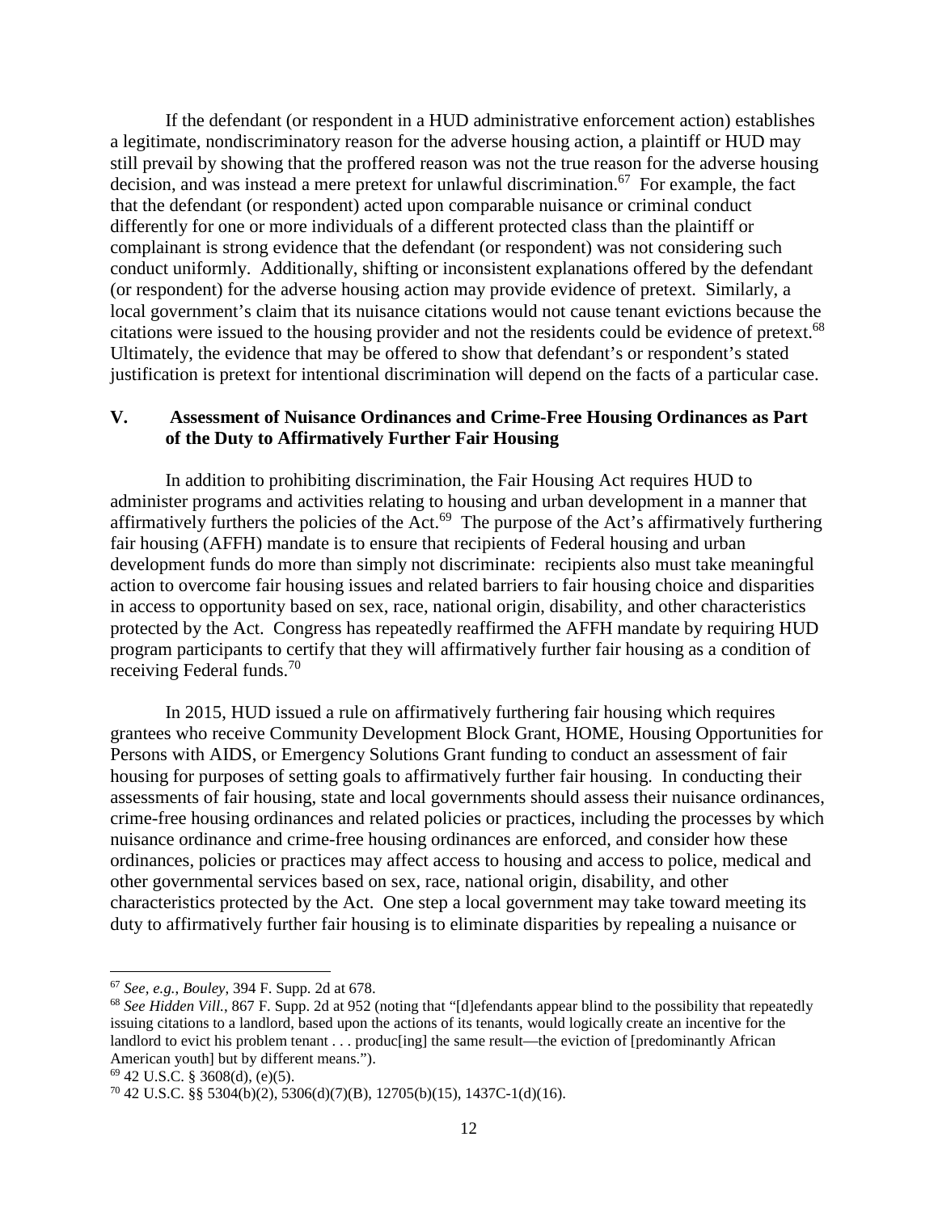If the defendant (or respondent in a HUD administrative enforcement action) establishes a legitimate, nondiscriminatory reason for the adverse housing action, a plaintiff or HUD may still prevail by showing that the proffered reason was not the true reason for the adverse housing decision, and was instead a mere pretext for unlawful discrimination.[67] For example, the fact that the defendant (or respondent) acted upon comparable nuisance or criminal conduct differently for one or more individuals of a different protected class than the plaintiff or complainant is strong evidence that the defendant (or respondent) was not considering such conduct uniformly. Additionally, shifting or inconsistent explanations offered by the defendant (or respondent) for the adverse housing action may provide evidence of pretext. Similarly, a local government's claim that its nuisance citations would not cause tenant evictions because the citations were issued to the housing provider and not the residents could be evidence of pretext.[68] Ultimately, the evidence that may be offered to show that defendant's or respondent's stated justification is pretext for intentional discrimination will depend on the facts of a particular case.

## V. Assessment of Nuisance Ordinances and Crime-Free Housing Ordinances as Part of the Duty to Affirmatively Further Fair Housing

In addition to prohibiting discrimination, the Fair Housing Act requires HUD to administer programs and activities relating to housing and urban development in a manner that affirmatively furthers the policies of the Act.[69] The purpose of the Act's affirmatively furthering fair housing (AFFH) mandate is to ensure that recipients of Federal housing and urban development funds do more than simply not discriminate: recipients also must take meaningful action to overcome fair housing issues and related barriers to fair housing choice and disparities in access to opportunity based on sex, race, national origin, disability, and other characteristics protected by the Act. Congress has repeatedly reaffirmed the AFFH mandate by requiring HUD program participants to certify that they will affirmatively further fair housing as a condition of receiving Federal funds.[70]

In 2015, HUD issued a rule on affirmatively furthering fair housing which requires grantees who receive Community Development Block Grant, HOME, Housing Opportunities for Persons with AIDS, or Emergency Solutions Grant funding to conduct an assessment of fair housing for purposes of setting goals to affirmatively further fair housing. In conducting their assessments of fair housing, state and local governments should assess their nuisance ordinances, crime-free housing ordinances and related policies or practices, including the processes by which nuisance ordinance and crime-free housing ordinances are enforced, and consider how these ordinances, policies or practices may affect access to housing and access to police, medical and other governmental services based on sex, race, national origin, disability, and other characteristics protected by the Act. One step a local government may take toward meeting its duty to affirmatively further fair housing is to eliminate disparities by repealing a nuisance or

---

[67] *See, e.g.*, *Bouley*, 394 F. Supp. 2d at 678.

[68] *See Hidden Vill.*, 867 F. Supp. 2d at 952 (noting that "[d]efendants appear blind to the possibility that repeatedly issuing citations to a landlord, based upon the actions of its tenants, would logically create an incentive for the landlord to evict his problem tenant . . . produc[ing] the same result—the eviction of [predominantly African American youth] but by different means.").

[69] 42 U.S.C. § 3608(d), (e)(5).

[70] 42 U.S.C. §§ 5304(b)(2), 5306(d)(7)(B), 12705(b)(15), 1437C-1(d)(16).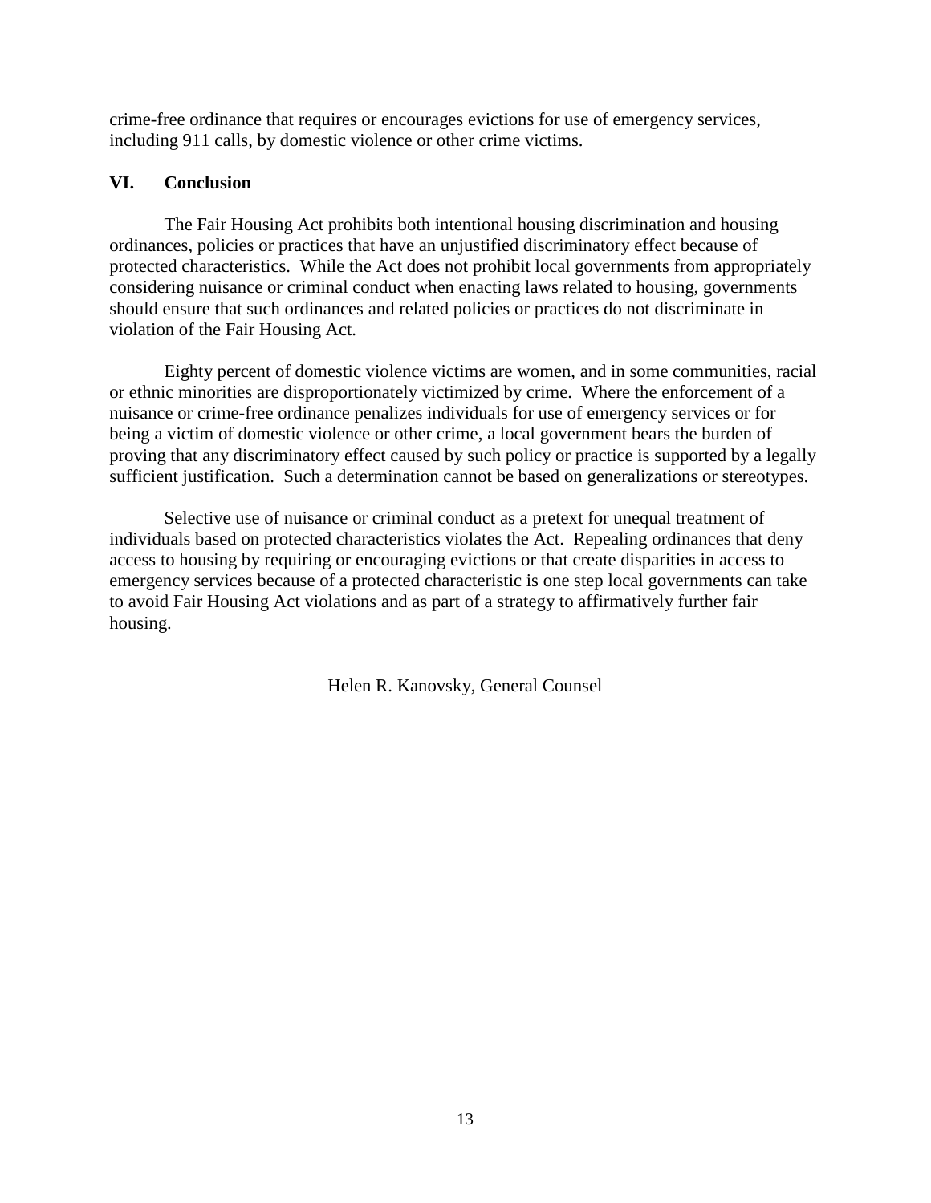crime-free ordinance that requires or encourages evictions for use of emergency services, including 911 calls, by domestic violence or other crime victims.

## VI. Conclusion

The Fair Housing Act prohibits both intentional housing discrimination and housing ordinances, policies or practices that have an unjustified discriminatory effect because of protected characteristics. While the Act does not prohibit local governments from appropriately considering nuisance or criminal conduct when enacting laws related to housing, governments should ensure that such ordinances and related policies or practices do not discriminate in violation of the Fair Housing Act.

Eighty percent of domestic violence victims are women, and in some communities, racial or ethnic minorities are disproportionately victimized by crime. Where the enforcement of a nuisance or crime-free ordinance penalizes individuals for use of emergency services or for being a victim of domestic violence or other crime, a local government bears the burden of proving that any discriminatory effect caused by such policy or practice is supported by a legally sufficient justification. Such a determination cannot be based on generalizations or stereotypes.

Selective use of nuisance or criminal conduct as a pretext for unequal treatment of individuals based on protected characteristics violates the Act. Repealing ordinances that deny access to housing by requiring or encouraging evictions or that create disparities in access to emergency services because of a protected characteristic is one step local governments can take to avoid Fair Housing Act violations and as part of a strategy to affirmatively further fair housing.

Helen R. Kanovsky, General Counsel